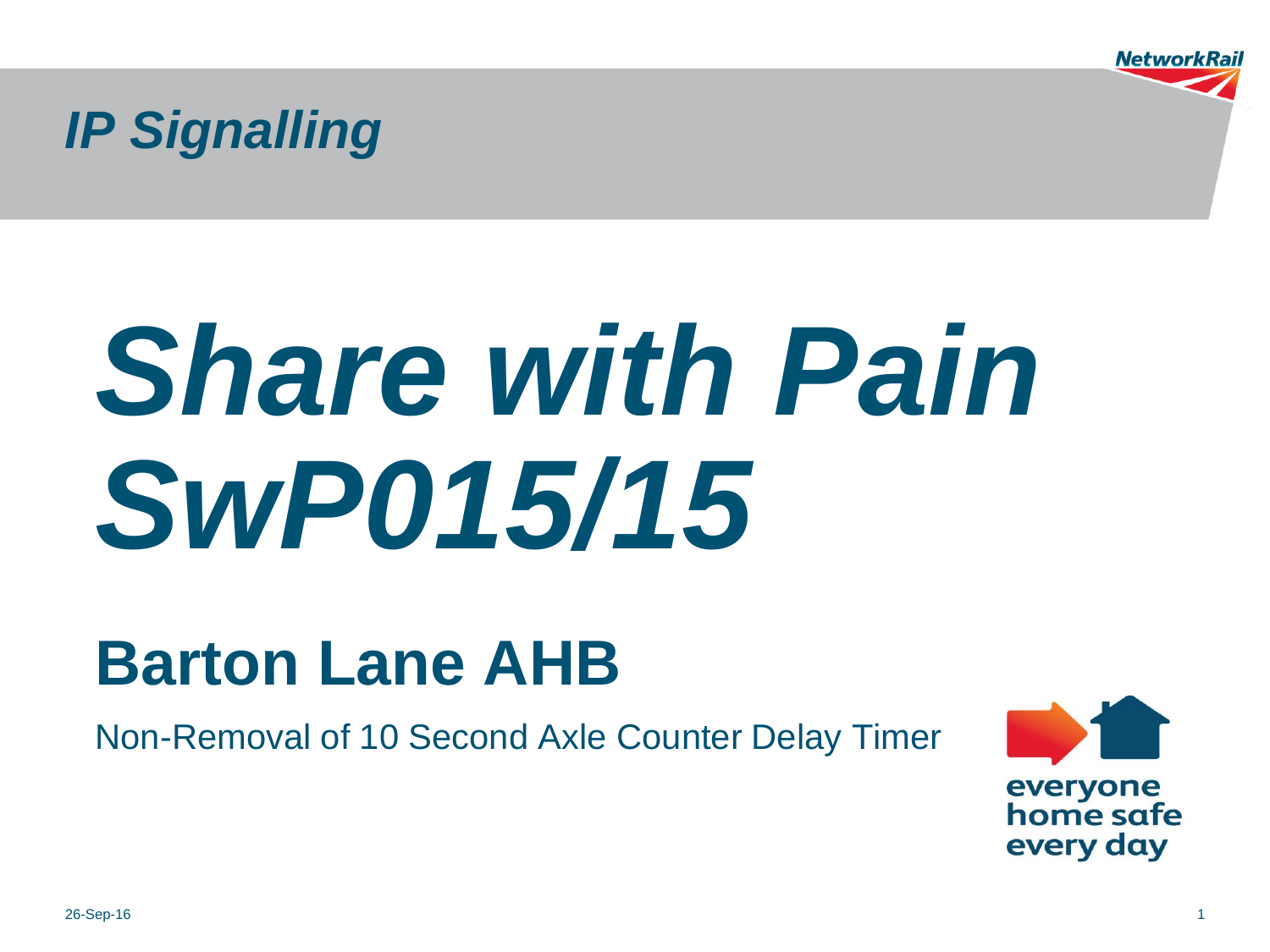*IP Signalling*

# *Share with Pain SwP015/15*

## Barton Lane AHB

Non-Removal of 10 Second Axle Counter Delay Timer

everyone home safe every day

26-Sep-16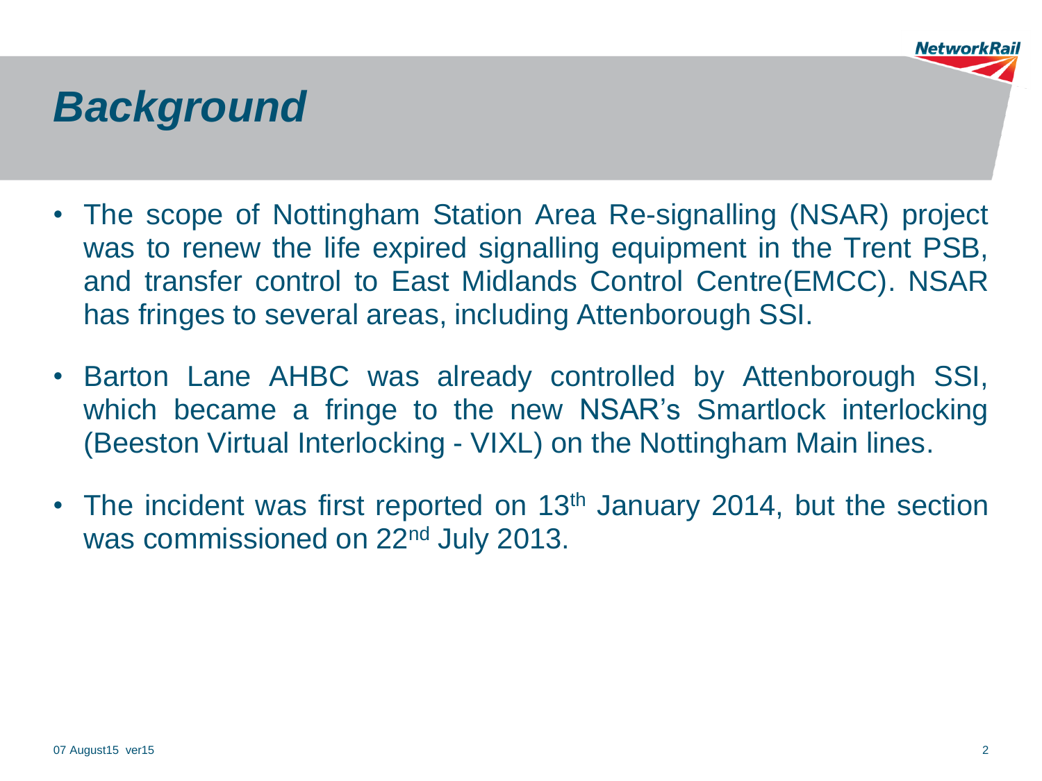# *Background*

- The scope of Nottingham Station Area Re-signalling (NSAR) project was to renew the life expired signalling equipment in the Trent PSB, and transfer control to East Midlands Control Centre(EMCC). NSAR has fringes to several areas, including Attenborough SSI.
- Barton Lane AHBC was already controlled by Attenborough SSI, which became a fringe to the new NSAR's Smartlock interlocking (Beeston Virtual Interlocking - VIXL) on the Nottingham Main lines.
- The incident was first reported on 13th January 2014, but the section was commissioned on 22nd July 2013.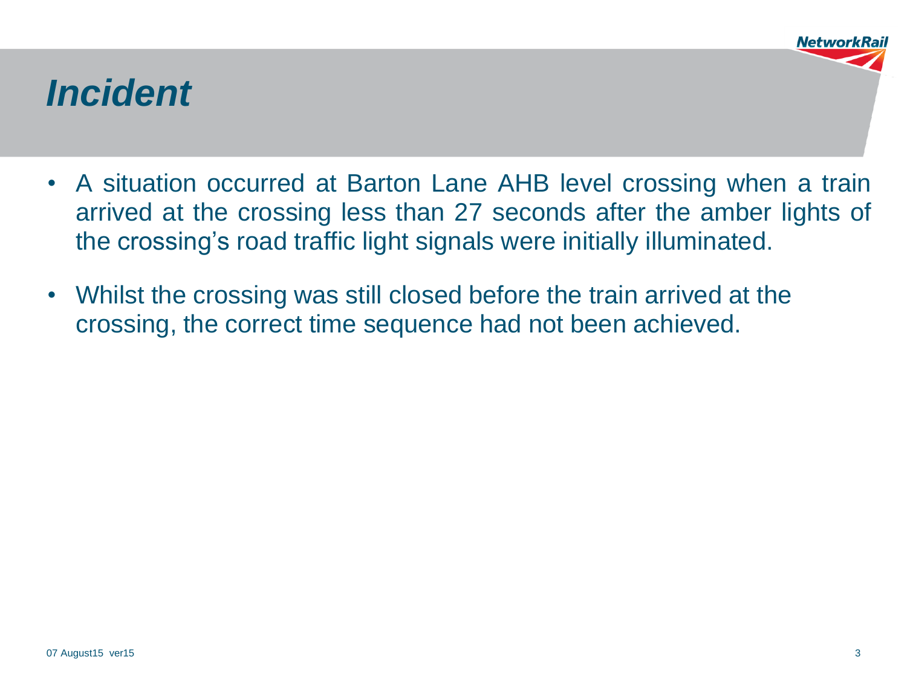# *Incident*

- A situation occurred at Barton Lane AHB level crossing when a train arrived at the crossing less than 27 seconds after the amber lights of the crossing's road traffic light signals were initially illuminated.
- Whilst the crossing was still closed before the train arrived at the crossing, the correct time sequence had not been achieved.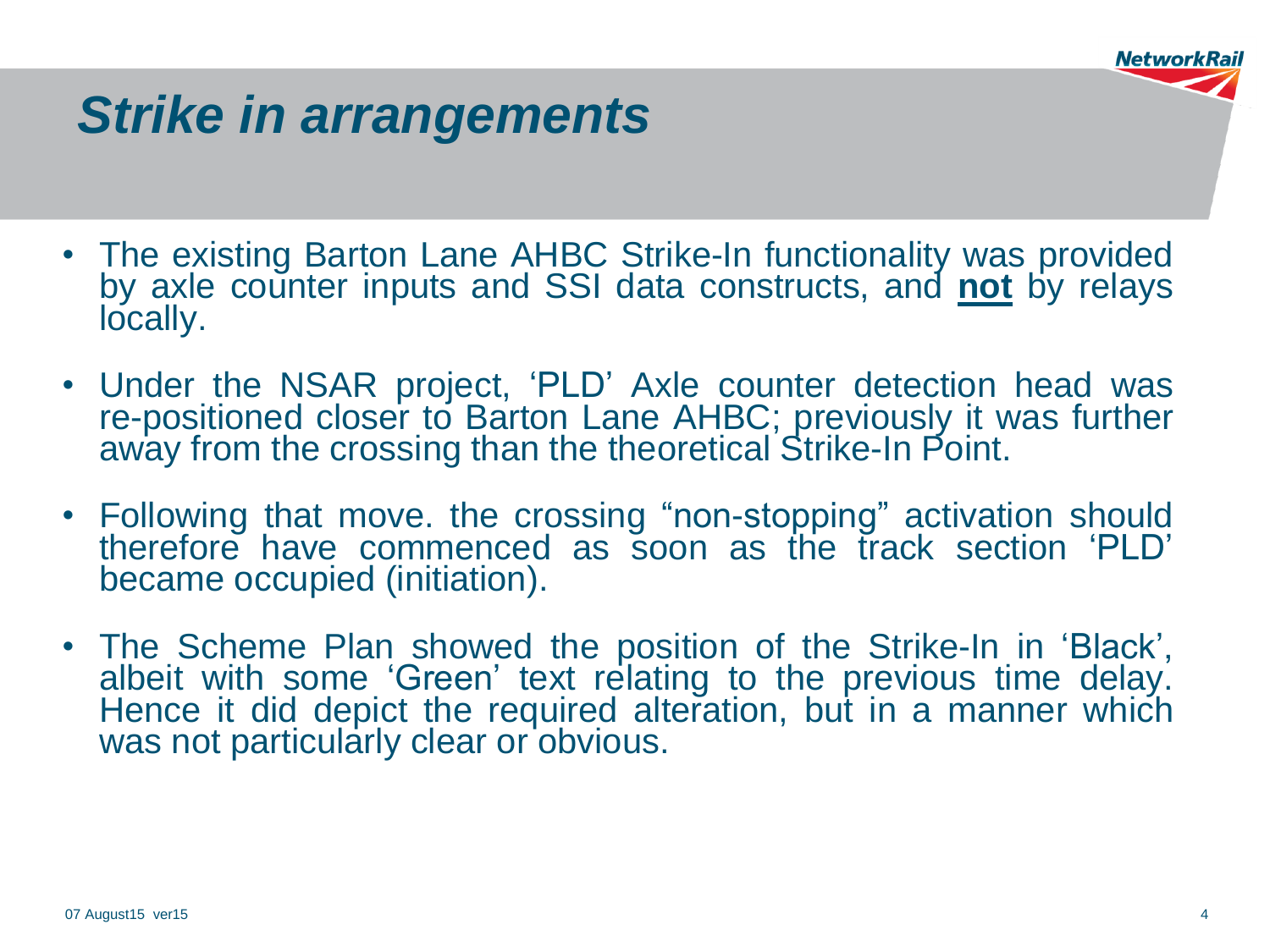# *Strike in arrangements*

- The existing Barton Lane AHBC Strike-In functionality was provided by axle counter inputs and SSI data constructs, and **not** by relays locally.
- Under the NSAR project, 'PLD' Axle counter detection head was re-positioned closer to Barton Lane AHBC; previously it was further away from the crossing than the theoretical Strike-In Point.
- Following that move. the crossing "non-stopping" activation should therefore have commenced as soon as the track section 'PLD' became occupied (initiation).
- The Scheme Plan showed the position of the Strike-In in 'Black', albeit with some 'Green' text relating to the previous time delay. Hence it did depict the required alteration, but in a manner which was not particularly clear or obvious.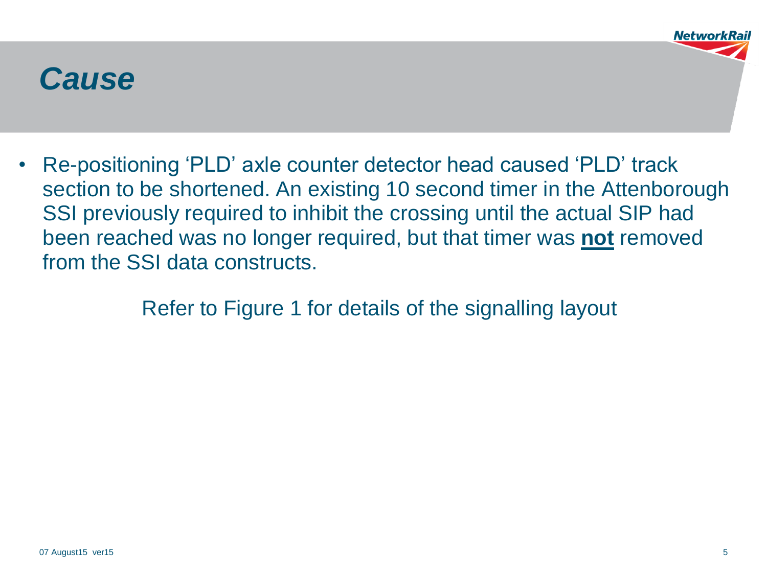# *Cause*

- Re-positioning 'PLD' axle counter detector head caused 'PLD' track section to be shortened. An existing 10 second timer in the Attenborough SSI previously required to inhibit the crossing until the actual SIP had been reached was no longer required, but that timer was **not** removed from the SSI data constructs.

Refer to Figure 1 for details of the signalling layout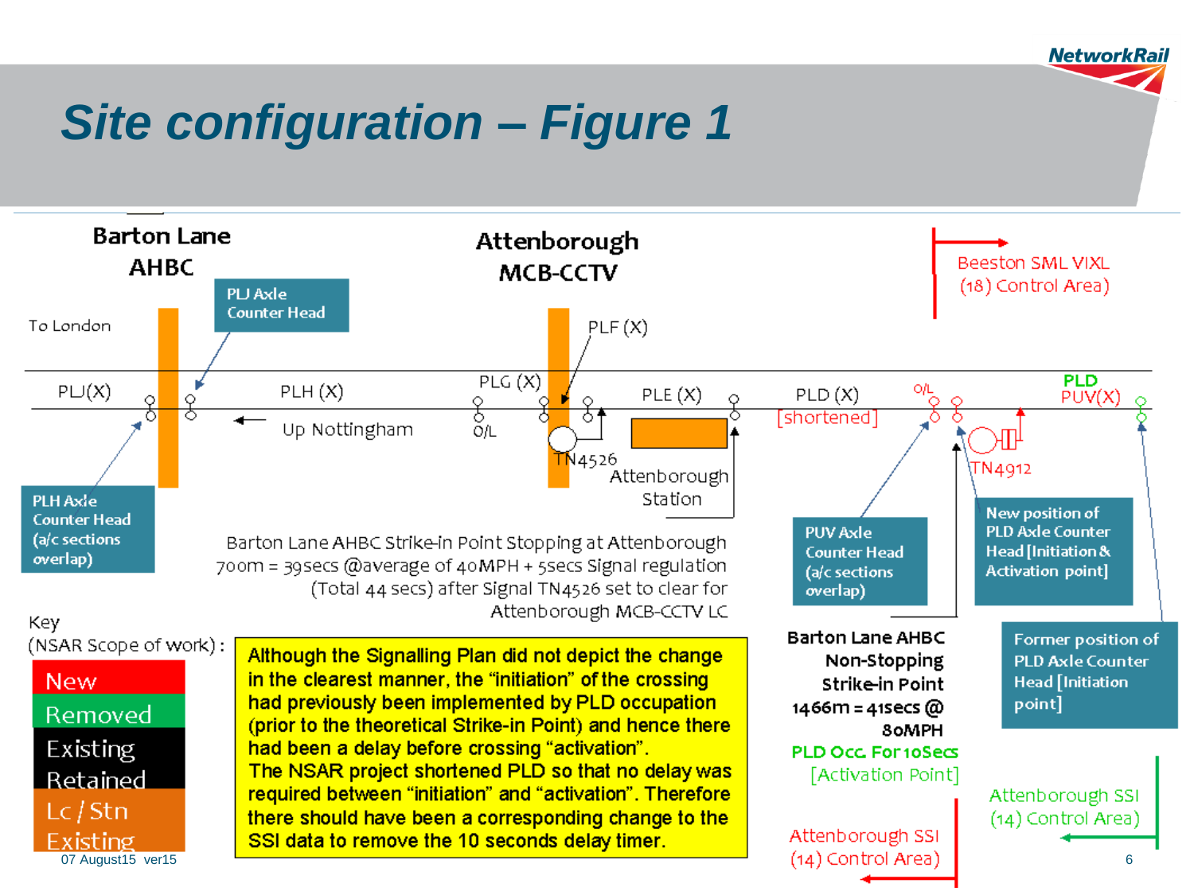# Site configuration – Figure 1

**Barton Lane AHBC**

**Attenborough MCB-CCTV**

To London

PLJ Axle Counter Head

PLF (X)

Beeston SML VIXL (18) Control Area)

PLJ(X)

PLH (X)

PLG (X)

PLE (X)

PLD (X) [shortened]

O/L

PLD PUV(X)

Up Nottingham

O/L

TN4526

Attenborough Station

TN4912

PLH Axle Counter Head (a/c sections overlap)

Barton Lane AHBC Strike-in Point Stopping at Attenborough 700m = 39secs @average of 40MPH + 5secs Signal regulation (Total 44 secs) after Signal TN4526 set to clear for Attenborough MCB-CCTV LC

PUV Axle Counter Head (a/c sections overlap)

New position of PLD Axle Counter Head [Initiation & Activation point]

Key (NSAR Scope of work):

- New
- Removed
- Existing Retained
- Lc / Stn Existing

**Although the Signalling Plan did not depict the change in the clearest manner, the "initiation" of the crossing had previously been implemented by PLD occupation (prior to the theoretical Strike-in Point) and hence there had been a delay before crossing "activation". The NSAR project shortened PLD so that no delay was required between "initiation" and "activation". Therefore there should have been a corresponding change to the SSI data to remove the 10 seconds delay timer.**

**Barton Lane AHBC Non-Stopping Strike-in Point 1466m = 41secs @ 80MPH**

**PLD Occ. For 10Secs** [Activation Point]

Former position of PLD Axle Counter Head [Initiation point]

Attenborough SSI (14) Control Area)

Attenborough SSI (14) Control Area)

07 August15 ver15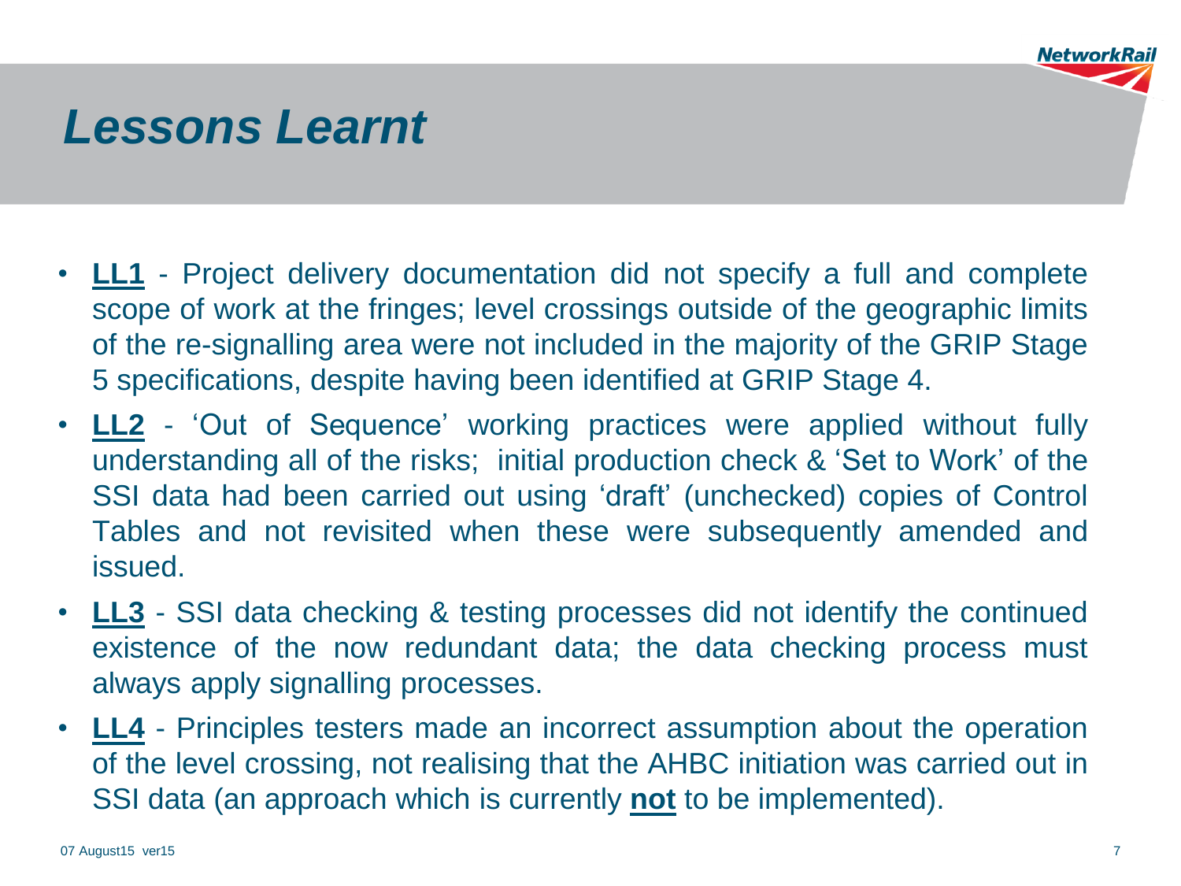# *Lessons Learnt*

- **LL1** - Project delivery documentation did not specify a full and complete scope of work at the fringes; level crossings outside of the geographic limits of the re-signalling area were not included in the majority of the GRIP Stage 5 specifications, despite having been identified at GRIP Stage 4.
- **LL2** - 'Out of Sequence' working practices were applied without fully understanding all of the risks; initial production check & 'Set to Work' of the SSI data had been carried out using 'draft' (unchecked) copies of Control Tables and not revisited when these were subsequently amended and issued.
- **LL3** - SSI data checking & testing processes did not identify the continued existence of the now redundant data; the data checking process must always apply signalling processes.
- **LL4** - Principles testers made an incorrect assumption about the operation of the level crossing, not realising that the AHBC initiation was carried out in SSI data (an approach which is currently **not** to be implemented).

07 August15 ver15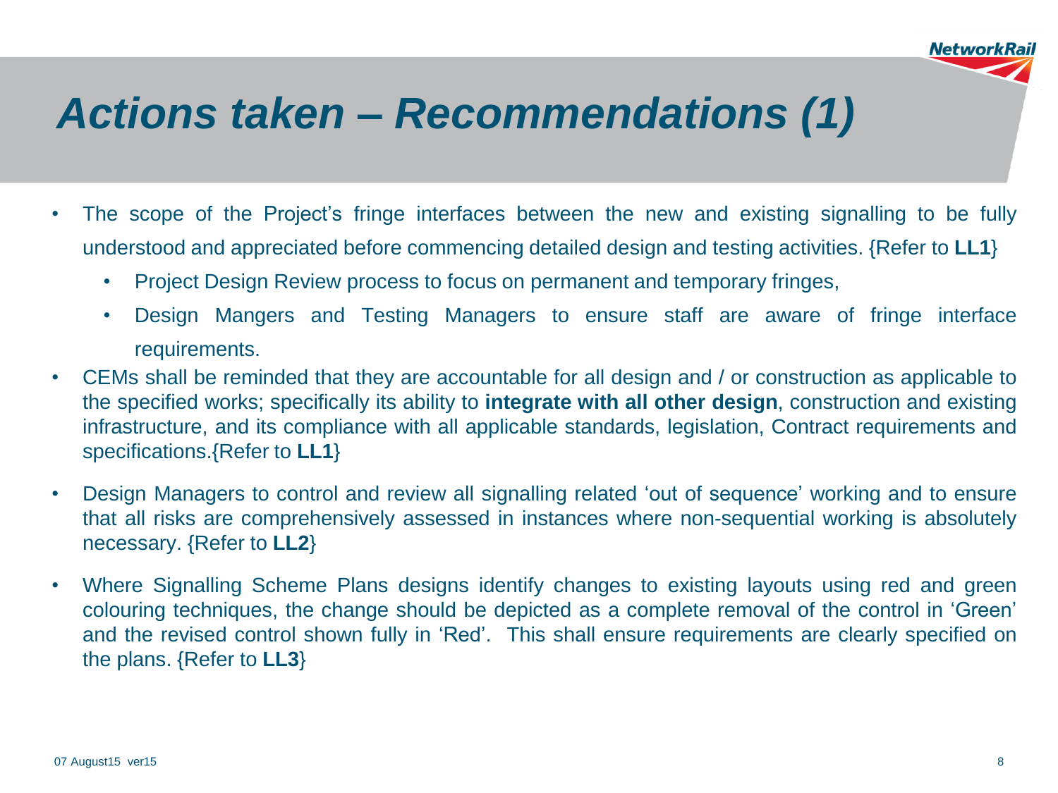# *Actions taken – Recommendations (1)*

- The scope of the Project's fringe interfaces between the new and existing signalling to be fully understood and appreciated before commencing detailed design and testing activities. {Refer to **LL1**}
  - Project Design Review process to focus on permanent and temporary fringes,
  - Design Mangers and Testing Managers to ensure staff are aware of fringe interface requirements.
- CEMs shall be reminded that they are accountable for all design and / or construction as applicable to the specified works; specifically its ability to **integrate with all other design**, construction and existing infrastructure, and its compliance with all applicable standards, legislation, Contract requirements and specifications.{Refer to **LL1**}
- Design Managers to control and review all signalling related 'out of sequence' working and to ensure that all risks are comprehensively assessed in instances where non-sequential working is absolutely necessary. {Refer to **LL2**}
- Where Signalling Scheme Plans designs identify changes to existing layouts using red and green colouring techniques, the change should be depicted as a complete removal of the control in 'Green' and the revised control shown fully in 'Red'. This shall ensure requirements are clearly specified on the plans. {Refer to **LL3**}

07 August15 ver15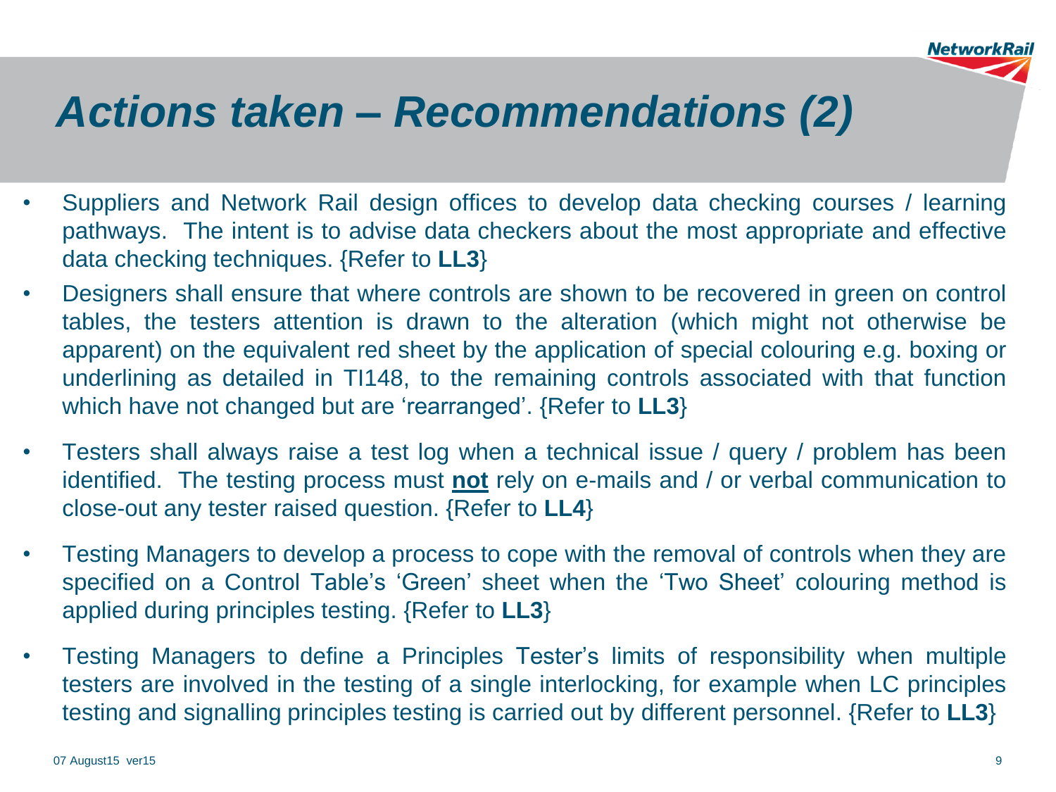# *Actions taken – Recommendations (2)*

- Suppliers and Network Rail design offices to develop data checking courses / learning pathways. The intent is to advise data checkers about the most appropriate and effective data checking techniques. {Refer to **LL3**}
- Designers shall ensure that where controls are shown to be recovered in green on control tables, the testers attention is drawn to the alteration (which might not otherwise be apparent) on the equivalent red sheet by the application of special colouring e.g. boxing or underlining as detailed in TI148, to the remaining controls associated with that function which have not changed but are 'rearranged'. {Refer to **LL3**}
- Testers shall always raise a test log when a technical issue / query / problem has been identified. The testing process must <u>**not**</u> rely on e-mails and / or verbal communication to close-out any tester raised question. {Refer to **LL4**}
- Testing Managers to develop a process to cope with the removal of controls when they are specified on a Control Table's 'Green' sheet when the 'Two Sheet' colouring method is applied during principles testing. {Refer to **LL3**}
- Testing Managers to define a Principles Tester's limits of responsibility when multiple testers are involved in the testing of a single interlocking, for example when LC principles testing and signalling principles testing is carried out by different personnel. {Refer to **LL3**}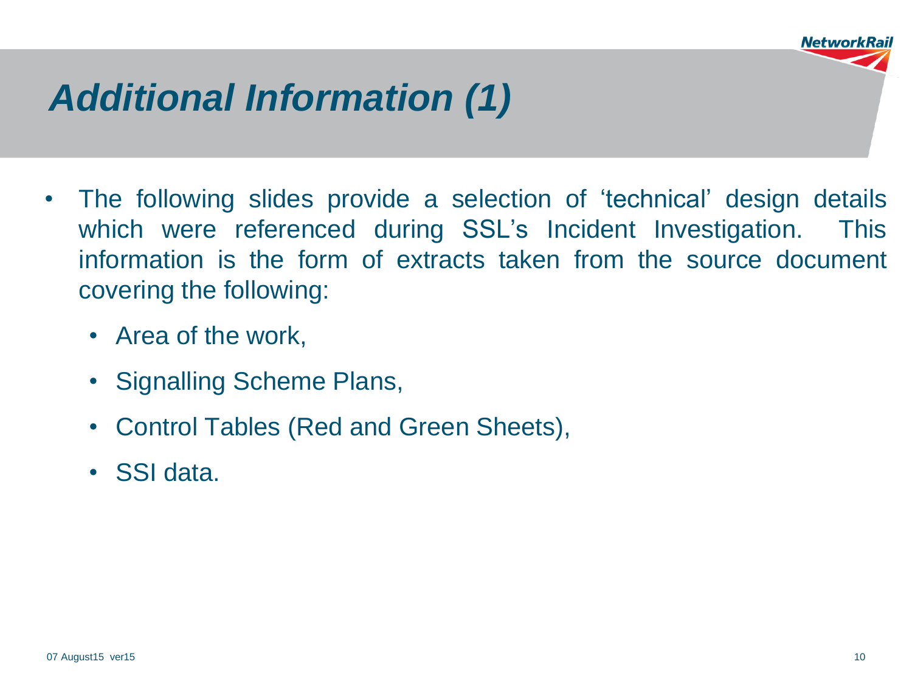# *Additional Information (1)*

- The following slides provide a selection of 'technical' design details which were referenced during SSL's Incident Investigation. This information is the form of extracts taken from the source document covering the following:
  - Area of the work,
  - Signalling Scheme Plans,
  - Control Tables (Red and Green Sheets),
  - SSI data.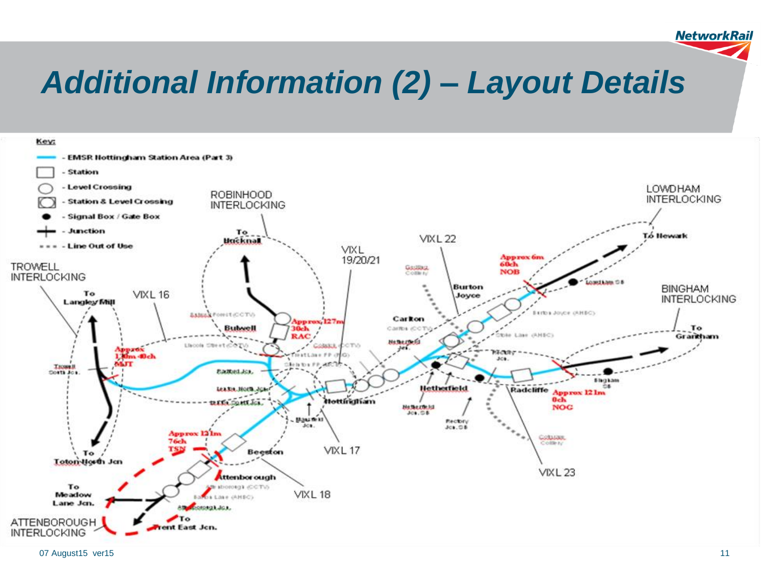# Additional Information (2) – Layout Details

**Key:**

- EMSR Nottingham Station Area (Part 3)
- Station
- Level Crossing
- Station & Level Crossing
- Signal Box / Gate Box
- Junction
- Line Out of Use

TROWELL INTERLOCKING

ROBINHOOD INTERLOCKING

LOWDHAM INTERLOCKING

BINGHAM INTERLOCKING

ATTENBOROUGH INTERLOCKING

VIXL 16

VIXL 17

VIXL 18

VIXL 19/20/21

VIXL 22

VIXL 23

To Langley Mill

To Bucknall

To Newark

To Grantham

To Toton North Jcn

To Meadow Lane Jcn.

To Trent East Jcn.

Approx 130m 40ch MJT

Approx 127m 30ch RAC

Approx 6m 60ch NOB

Approx 121m 0ch NOG

Approx 121m 76ch TSN

Bulwell

Burton Joyce

Carlton

Netherfield

Radcliffe

Nottingham

Beeston

Attenborough

07 August15 ver15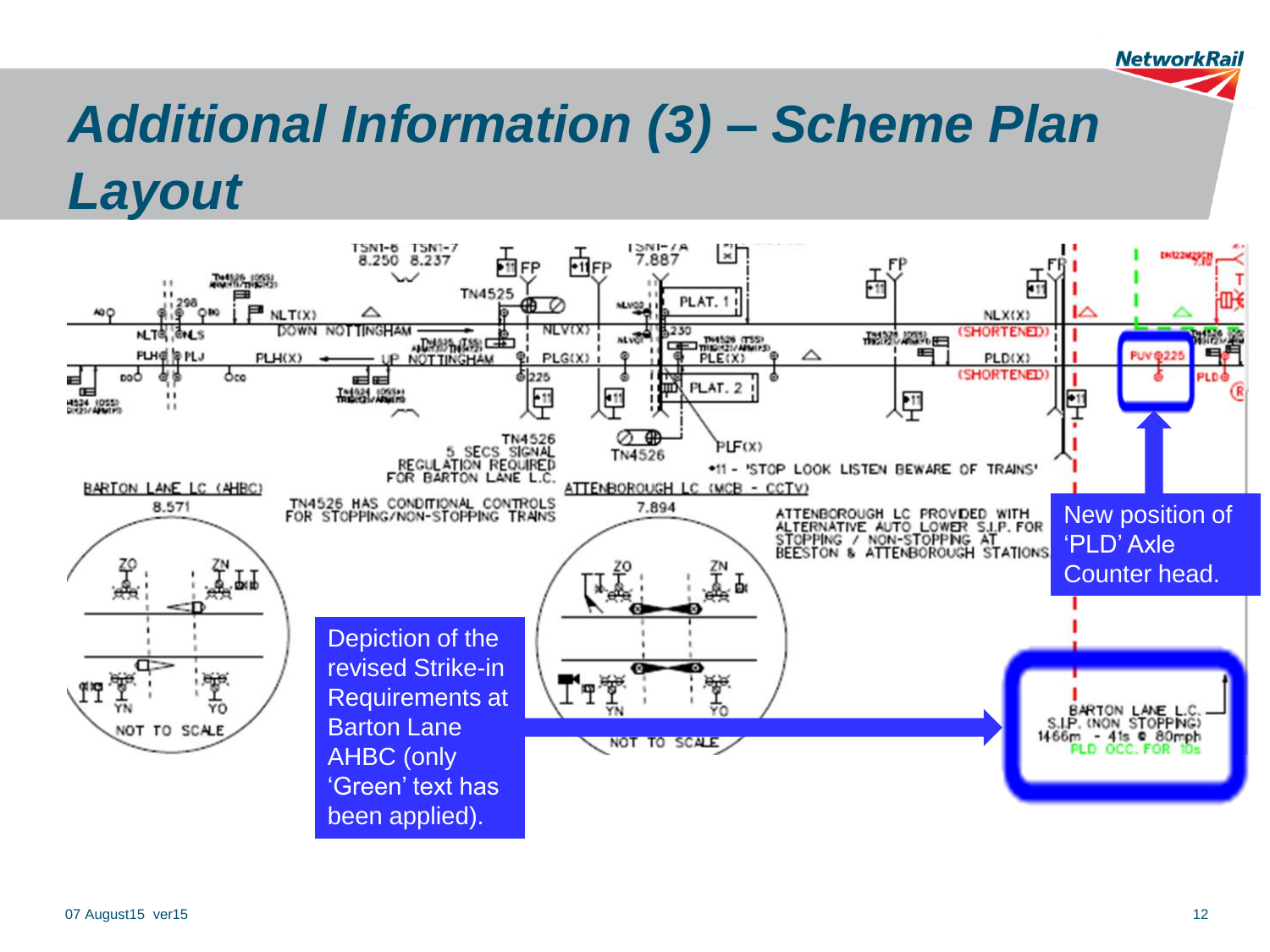# Additional Information (3) – Scheme Plan Layout

New position of 'PLD' Axle Counter head.

Depiction of the revised Strike-in Requirements at Barton Lane AHBC (only 'Green' text has been applied).

BARTON LANE L.C.
S.I.P. (NON STOPPING)
1466m - 41s @ 80mph
PLD OCC. FOR 10s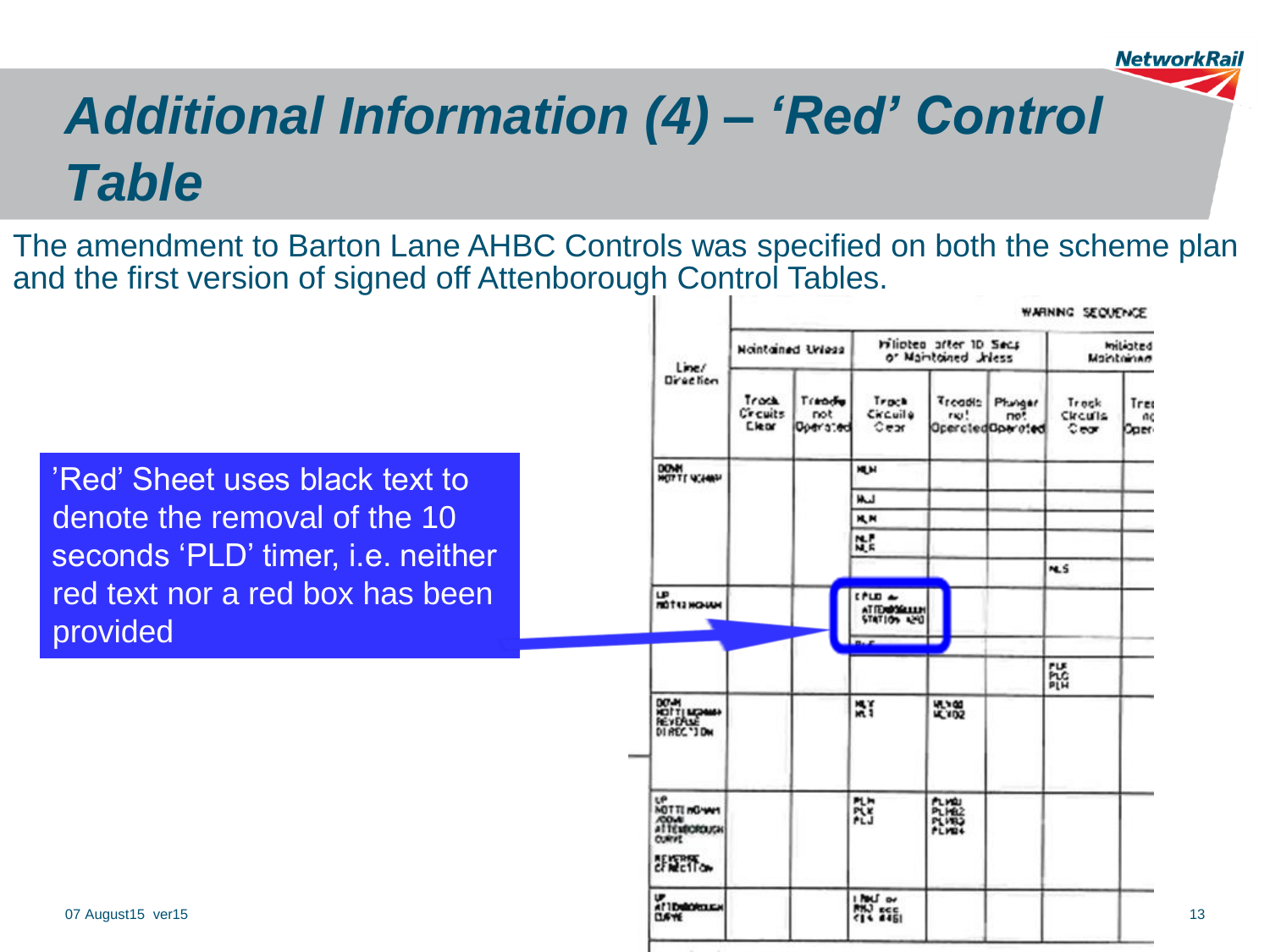# Additional Information (4) – 'Red' Control Table

The amendment to Barton Lane AHBC Controls was specified on both the scheme plan and the first version of signed off Attenborough Control Tables.

'Red' Sheet uses black text to denote the removal of the 10 seconds 'PLD' timer, i.e. neither red text nor a red box has been provided

| Line/ Direction | WARNING SEQUENCE | | | | | | |
|---|---|---|---|---|---|---|---|
| | Maintained Unless | | Initiated after 10 Secs or Maintained Unless | | | Initiated Maintained | |
| | Track Circuits Clear | Treadle not Operated | Track Circuits Clear | Treadle not Operated | Plunger not Operated | Track Circuits Clear | Trea no Oper |
| DOWN NOTTINGHAM | | | NLH | | | | |
| | | | NLJ | | | | |
| | | | NLM | | | | |
| | | | NLP NLR | | | | |
| | | | | | | NLS | |
| UP NOTTINGHAM | | | (PLD at ATTENBOROUGH STATION 420) | | | | |
| | | | PLF | | | | |
| | | | | | | PLE PLC PLH | |
| DOWN NOTTINGHAM REVERSE DIRECTION | | | NLY NLT | NLX01 NLX02 | | | |
| UP NOTTINGHAM /DOWN ATTENBOROUGH CURVE REVERSE DIRECTION | | | PLM PLK PLJ | PLX01 PLX02 PLX03 PLX04 | | | |
| UP ATTENBOROUGH CURVE | | | (NLF or PKJ see ... 445) | | | | |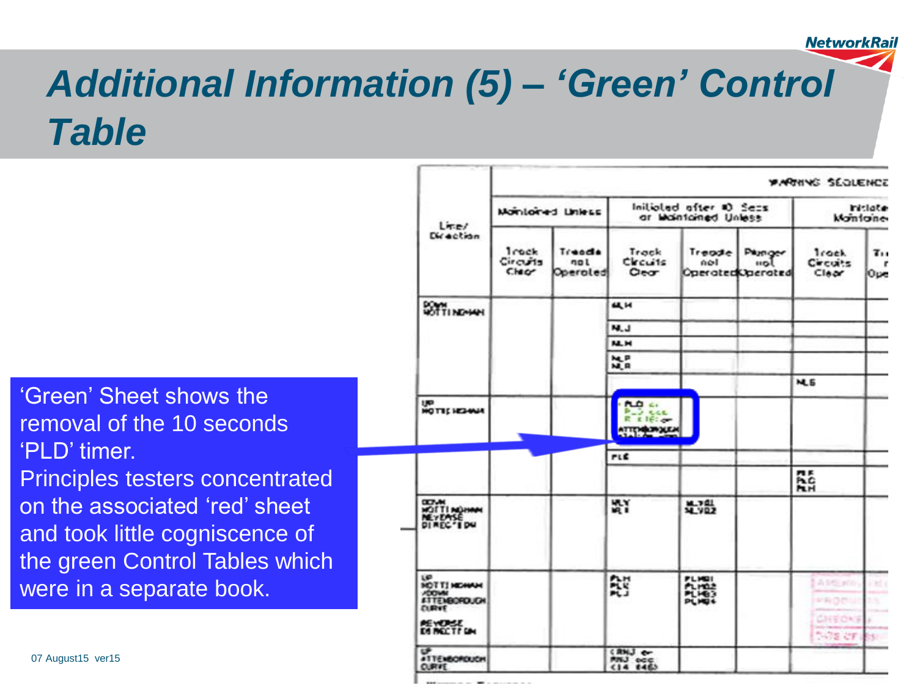# Additional Information (5) – 'Green' Control Table

| Line/ Direction | WARNING SEQUENCE | | | | | | |
|---|---|---|---|---|---|---|---|
| | Maintained Unless | | Initiated after 10 Secs or Maintained Unless | | | Initiate Maintained | |
| | Track Circuits Clear | Treadle not Operated | Track Circuits Clear | Treadle not Operated | Plunger not Operated | Track Circuits Clear | Tr... |
| DOWN NOTTINGHAM | | | ML H | | | | |
| | | | NL J | | | | |
| | | | NL H | | | | |
| | | | NL P NL R | | | | |
| | | | | | | NL G | |
| UP NOTTINGHAM | | | PLD ... ATTENBOROUGH ... | | | | |
| | | | PLE | | | | |
| | | | | | | PLF PLG PLH | |
| DOWN NOTTINGHAM REVERSE DIRECTION | | | MLY ML ... | | ML ... ML ... | | |
| UP NOTTINGHAM /DOWN ATTENBOROUGH CURVE REVERSE DIRECTION | | | PLH PLK PLJ | | PL ... PL ... PL ... PL ... | | |
| UP ATTENBOROUGH CURVE | | | ... | | | | |

'Green' Sheet shows the removal of the 10 seconds 'PLD' timer.
Principles testers concentrated on the associated 'red' sheet and took little cogniscence of the green Control Tables which were in a separate book.

07 August15 ver15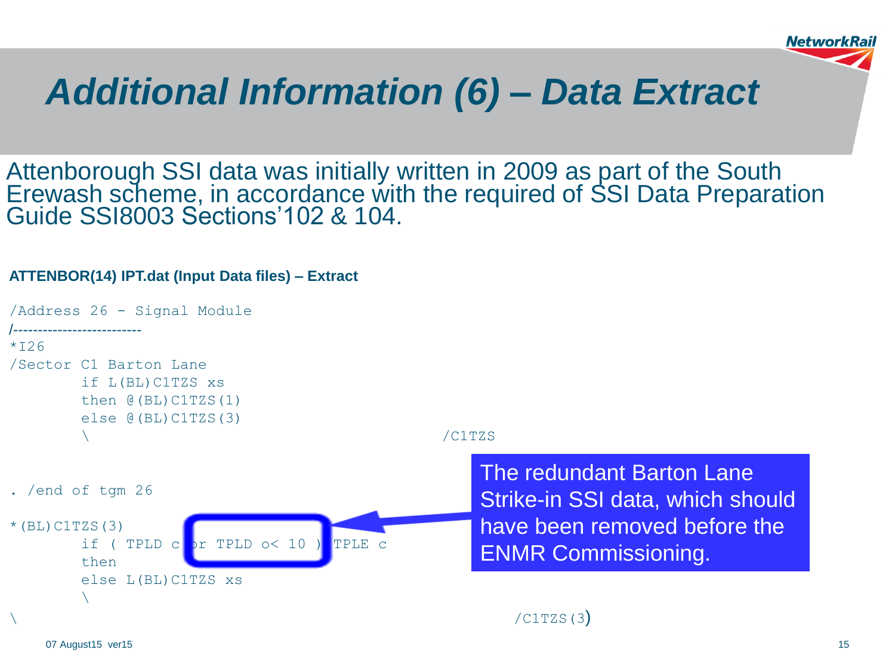# Additional Information (6) – Data Extract

Attenborough SSI data was initially written in 2009 as part of the South Erewash scheme, in accordance with the required of SSI Data Preparation Guide SSI8003 Sections'102 & 104.

**ATTENBOR(14) IPT.dat (Input Data files) – Extract**

```
/Address 26 - Signal Module
/-------------------------
*I26
/Sector C1 Barton Lane
        if L(BL)C1TZS xs
        then @(BL)C1TZS(1)
        else @(BL)C1TZS(3)
        \                                       /C1TZS


. /end of tgm 26

*(BL)C1TZS(3)
        if ( TPLD c or TPLD o< 10 ) TPLE c
        then
        else L(BL)C1TZS xs
        \
\                                                       /C1TZS(3)
```

The redundant Barton Lane Strike-in SSI data, which should have been removed before the ENMR Commissioning.

07 August15 ver15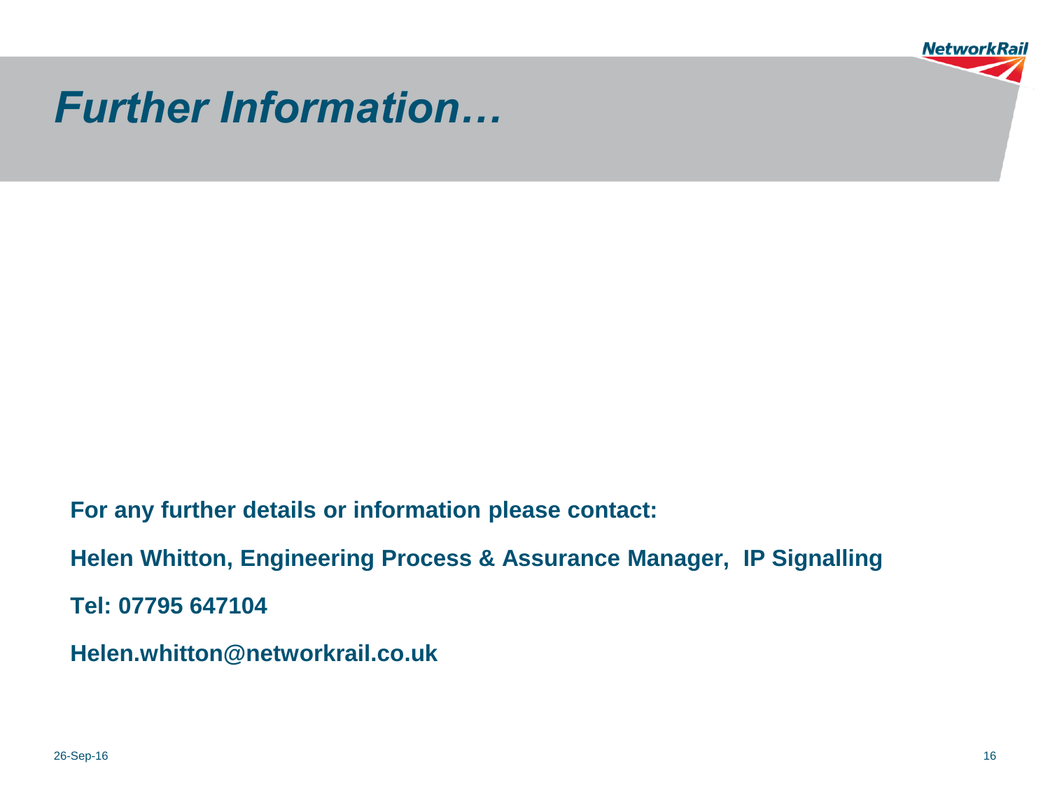# *Further Information…*

**For any further details or information please contact:**

**Helen Whitton, Engineering Process & Assurance Manager,  IP Signalling**

**Tel: 07795 647104**

**Helen.whitton@networkrail.co.uk**